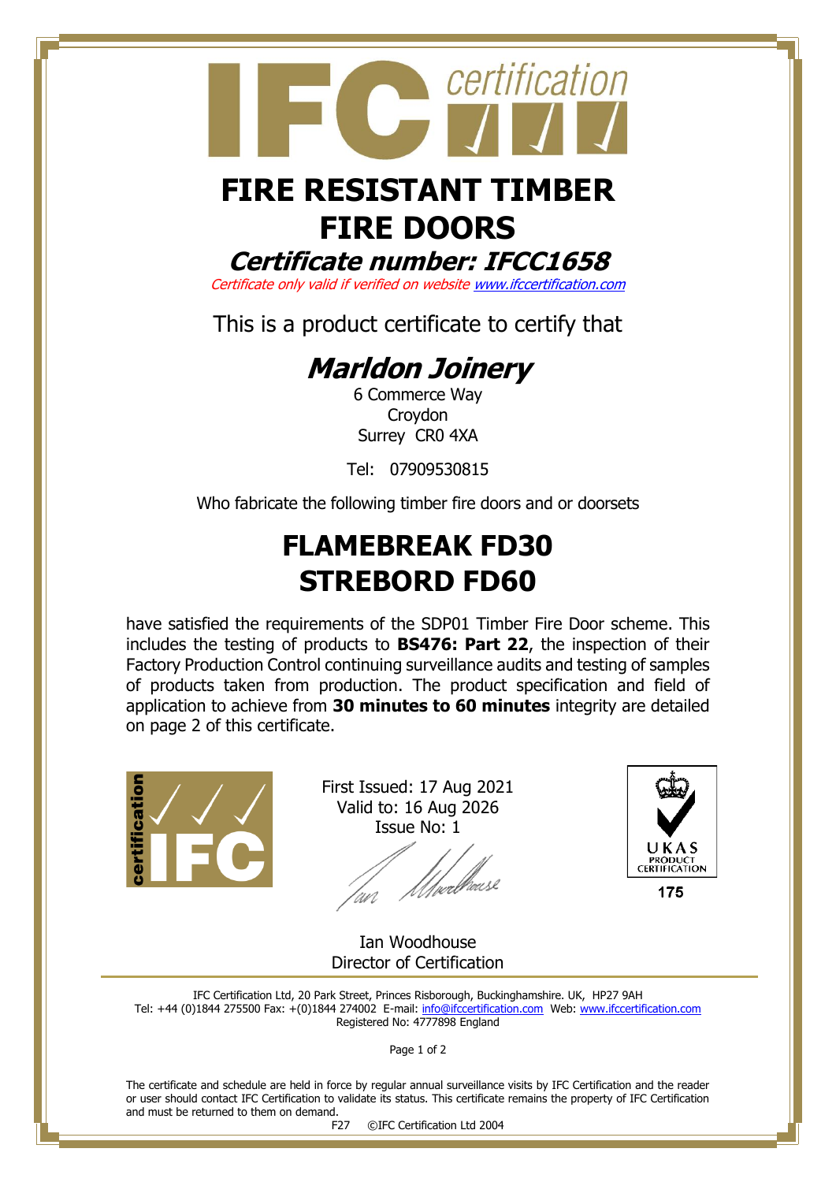# FIRE RESISTANT TIMBER FIRE DOORS

## *Certificate number: IFCC1658*

*Certificate only valid if verified on website www.ifccertification.com*

This is a product certificate to certify that

## *Marldon Joinery*

6 Commerce Way
Croydon
Surrey CR0 4XA

Tel: 07909530815

Who fabricate the following timber fire doors and or doorsets

# FLAMEBREAK FD30
# STREBORD FD60

have satisfied the requirements of the SDP01 Timber Fire Door scheme. This includes the testing of products to **BS476: Part 22**, the inspection of their Factory Production Control continuing surveillance audits and testing of samples of products taken from production. The product specification and field of application to achieve from **30 minutes to 60 minutes** integrity are detailed on page 2 of this certificate.

First Issued: 17 Aug 2021
Valid to: 16 Aug 2026
Issue No: 1

UKAS PRODUCT CERTIFICATION
175

Ian Woodhouse
Director of Certification

IFC Certification Ltd, 20 Park Street, Princes Risborough, Buckinghamshire. UK, HP27 9AH
Tel: +44 (0)1844 275500 Fax: +(0)1844 274002 E-mail: info@ifccertification.com Web: www.ifccertification.com
Registered No: 4777898 England

The certificate and schedule are held in force by regular annual surveillance visits by IFC Certification and the reader or user should contact IFC Certification to validate its status. This certificate remains the property of IFC Certification and must be returned to them on demand.

F27 ©IFC Certification Ltd 2004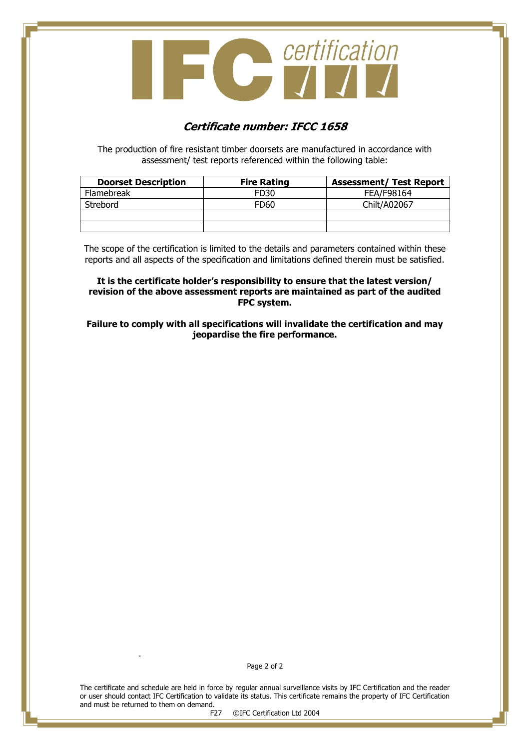## *Certificate number: IFCC 1658*

The production of fire resistant timber doorsets are manufactured in accordance with assessment/ test reports referenced within the following table:

| Doorset Description | Fire Rating | Assessment/ Test Report |
|---|---|---|
| Flamebreak | FD30 | FEA/F98164 |
| Strebord | FD60 | Chilt/A02067 |
| | | |
| | | |

The scope of the certification is limited to the details and parameters contained within these reports and all aspects of the specification and limitations defined therein must be satisfied.

**It is the certificate holder's responsibility to ensure that the latest version/ revision of the above assessment reports are maintained as part of the audited FPC system.**

**Failure to comply with all specifications will invalidate the certification and may jeopardise the fire performance.**

The certificate and schedule are held in force by regular annual surveillance visits by IFC Certification and the reader or user should contact IFC Certification to validate its status. This certificate remains the property of IFC Certification and must be returned to them on demand.

F27 ©IFC Certification Ltd 2004